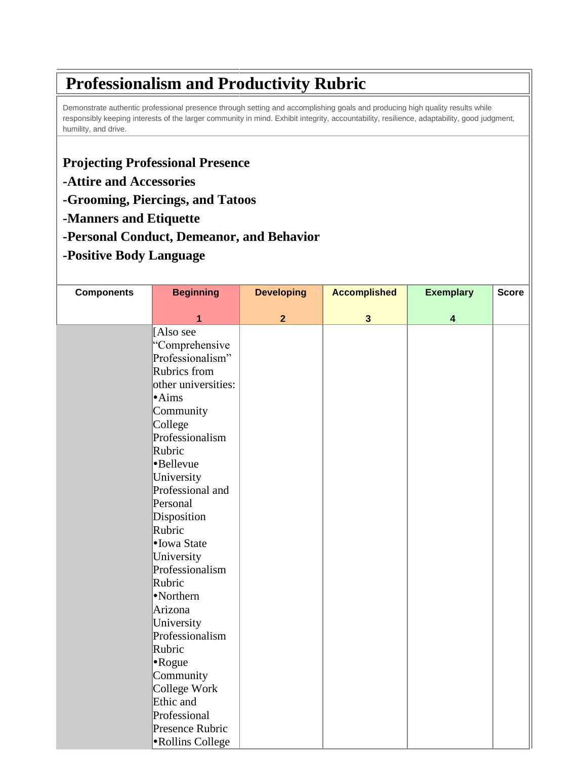# Professionalism and Productivity Rubric

Demonstrate authentic professional presence through setting and accomplishing goals and producing high quality results while responsibly keeping interests of the larger community in mind. Exhibit integrity, accountability, resilience, adaptability, good judgment, humility, and drive.

**Projecting Professional Presence**

**-Attire and Accessories**

**-Grooming, Piercings, and Tatoos**

**-Manners and Etiquette**

**-Personal Conduct, Demeanor, and Behavior**

**-Positive Body Language**

| Components | Beginning<br><br>1 | Developing<br><br>2 | Accomplished<br><br>3 | Exemplary<br><br>4 | Score |
|---|---|---|---|---|---|
| | [Also see "Comprehensive Professionalism" Rubrics from other universities:<br>•Aims Community College Professionalism Rubric<br>•Bellevue University Professional and Personal Disposition Rubric<br>•Iowa State University Professionalism Rubric<br>•Northern Arizona University Professionalism Rubric<br>•Rogue Community College Work Ethic and Professional Presence Rubric<br>•Rollins College | | | | |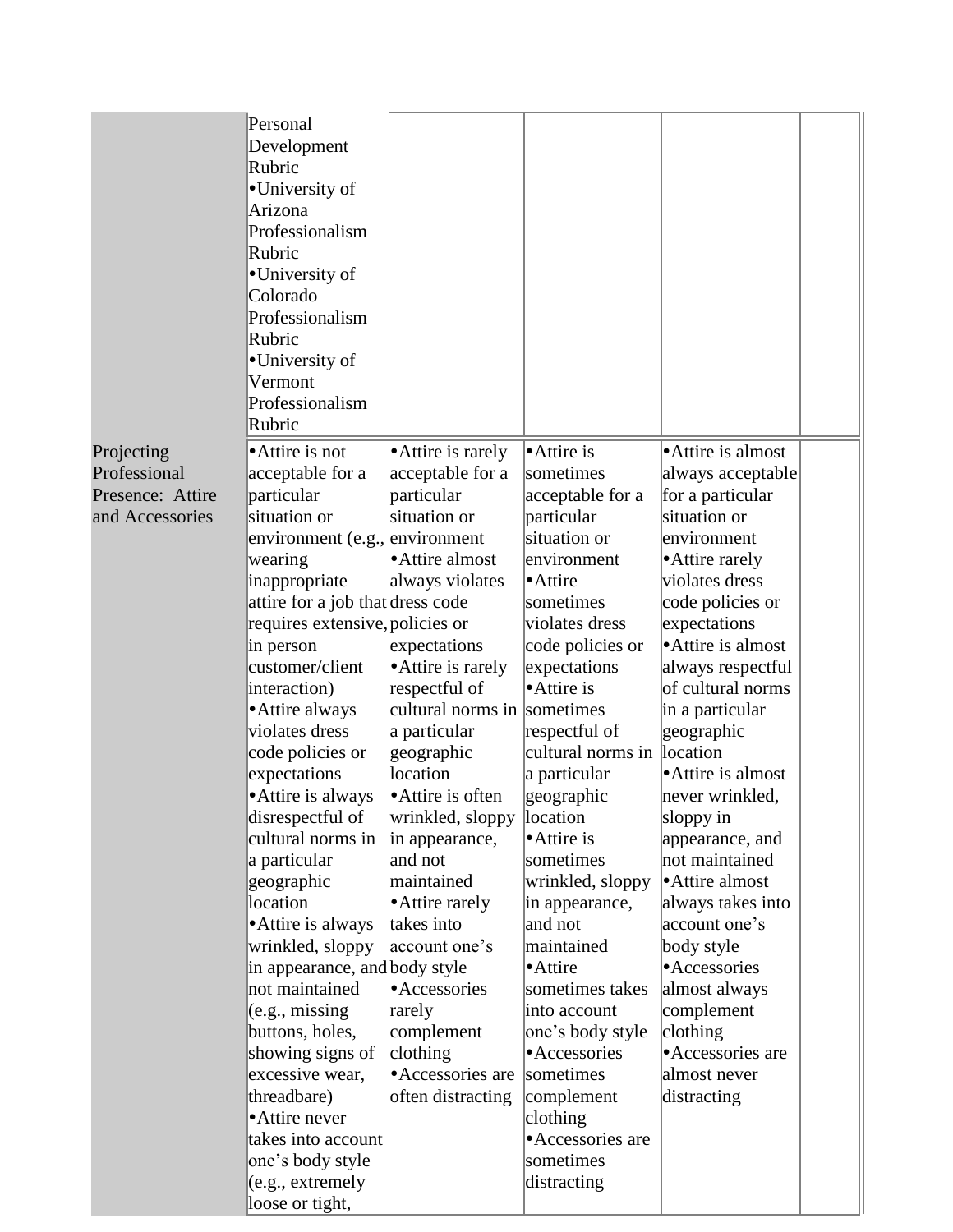| | | | | | |
|---|---|---|---|---|---|
| | Personal Development Rubric<br>•University of Arizona Professionalism Rubric<br>•University of Colorado Professionalism Rubric<br>•University of Vermont Professionalism Rubric | | | | |
| Projecting Professional Presence: Attire and Accessories | •Attire is not acceptable for a particular situation or environment (e.g., wearing inappropriate attire for a job that requires extensive, in person customer/client interaction)<br>•Attire always violates dress code policies or expectations<br>•Attire is always disrespectful of cultural norms in a particular geographic location<br>•Attire is always wrinkled, sloppy in appearance, and not maintained (e.g., missing buttons, holes, showing signs of excessive wear, threadbare)<br>•Attire never takes into account one's body style (e.g., extremely loose or tight, | •Attire is rarely acceptable for a particular situation or environment<br>•Attire almost always violates dress code policies or expectations<br>•Attire is rarely respectful of cultural norms in a particular geographic location<br>•Attire is often wrinkled, sloppy in appearance, and not maintained<br>•Attire rarely takes into account one's body style<br>•Accessories rarely complement clothing<br>•Accessories are often distracting | •Attire is sometimes acceptable for a particular situation or environment<br>•Attire sometimes violates dress code policies or expectations<br>•Attire is sometimes respectful of cultural norms in a particular geographic location<br>•Attire is sometimes wrinkled, sloppy in appearance, and not maintained<br>•Attire sometimes takes into account one's body style<br>•Accessories sometimes complement clothing<br>•Accessories are sometimes distracting | •Attire is almost always acceptable for a particular situation or environment<br>•Attire rarely violates dress code policies or expectations<br>•Attire is almost always respectful of cultural norms in a particular geographic location<br>•Attire is almost never wrinkled, sloppy in appearance, and not maintained<br>•Attire almost always takes into account one's body style<br>•Accessories almost always complement clothing<br>•Accessories are almost never distracting | |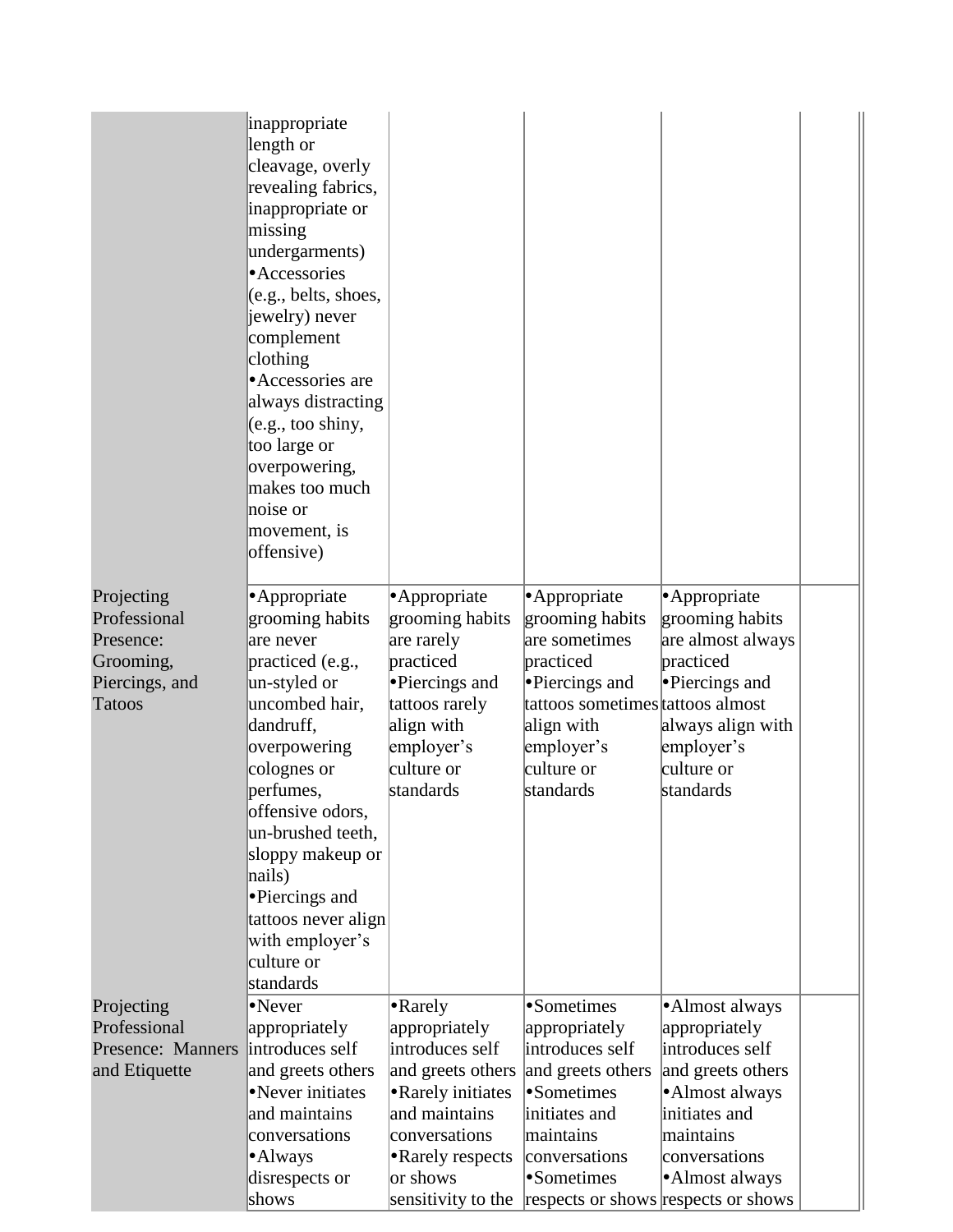| | | | | | |
|---|---|---|---|---|---|
| | inappropriate length or cleavage, overly revealing fabrics, inappropriate or missing undergarments)<br>•Accessories (e.g., belts, shoes, jewelry) never complement clothing<br>•Accessories are always distracting (e.g., too shiny, too large or overpowering, makes too much noise or movement, is offensive) | | | | |
| Projecting Professional Presence: Grooming, Piercings, and Tatoos | •Appropriate grooming habits are never practiced (e.g., un-styled or uncombed hair, dandruff, overpowering colognes or perfumes, offensive odors, un-brushed teeth, sloppy makeup or nails)<br>•Piercings and tattoos never align with employer's culture or standards | •Appropriate grooming habits are rarely practiced<br>•Piercings and tattoos rarely align with employer's culture or standards | •Appropriate grooming habits are sometimes practiced<br>•Piercings and tattoos sometimes align with employer's culture or standards | •Appropriate grooming habits are almost always practiced<br>•Piercings and tattoos almost always align with employer's culture or standards | |
| Projecting Professional Presence: Manners and Etiquette | •Never appropriately introduces self and greets others<br>•Never initiates and maintains conversations<br>•Always disrespects or shows | •Rarely appropriately introduces self and greets others<br>•Rarely initiates and maintains conversations<br>•Rarely respects or shows sensitivity to the | •Sometimes appropriately introduces self and greets others<br>•Sometimes initiates and maintains conversations<br>•Sometimes respects or shows | •Almost always appropriately introduces self and greets others<br>•Almost always initiates and maintains conversations<br>•Almost always respects or shows | |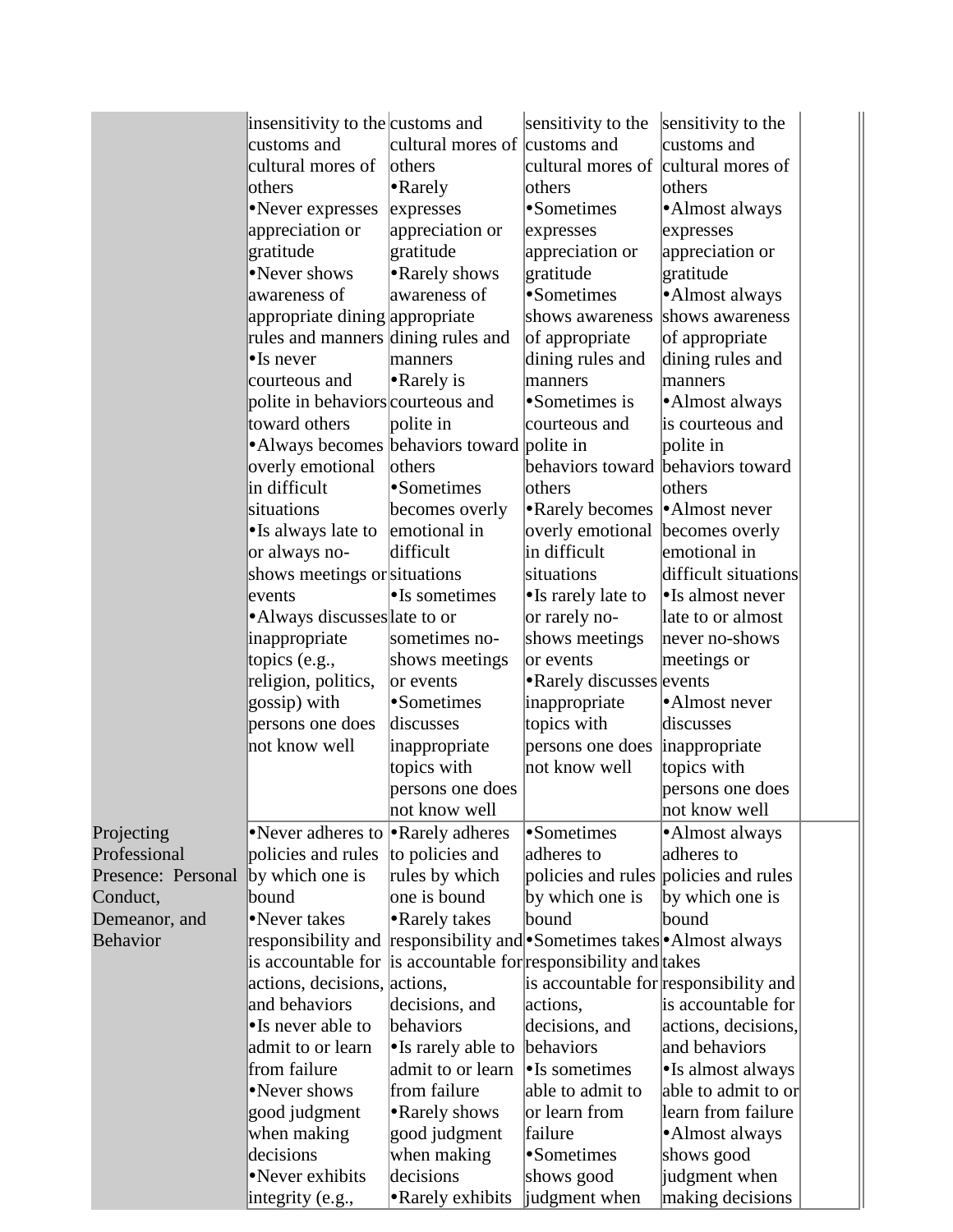| | | | | | |
|---|---|---|---|---|---|
| | insensitivity to the customs and cultural mores of others<br>•Never expresses appreciation or gratitude<br>•Never shows awareness of appropriate dining rules and manners<br>•Is never courteous and polite in behaviors toward others<br>•Always becomes overly emotional in difficult situations<br>•Is always late to or always no-shows meetings or events<br>•Always discusses inappropriate topics (e.g., religion, politics, gossip) with persons one does not know well | customs and cultural mores of others<br>•Rarely expresses appreciation or gratitude<br>•Rarely shows awareness of appropriate dining rules and manners<br>•Rarely is courteous and polite in behaviors toward others<br>•Sometimes becomes overly emotional in difficult situations<br>•Is sometimes late to or sometimes no-shows meetings or events<br>•Sometimes discusses inappropriate topics with persons one does not know well | sensitivity to the customs and cultural mores of others<br>•Sometimes expresses appreciation or gratitude<br>•Sometimes shows awareness of appropriate dining rules and manners<br>•Sometimes is courteous and polite in behaviors toward others<br>•Rarely becomes overly emotional in difficult situations<br>•Is rarely late to or rarely no-shows meetings or events<br>•Rarely discusses inappropriate topics with persons one does not know well | sensitivity to the customs and cultural mores of others<br>•Almost always expresses appreciation or gratitude<br>•Almost always shows awareness of appropriate dining rules and manners<br>•Almost always is courteous and polite in behaviors toward others<br>•Almost never becomes overly emotional in difficult situations<br>•Is almost never late to or almost never no-shows meetings or events<br>•Almost never discusses inappropriate topics with persons one does not know well | |
| Projecting Professional Presence: Personal Conduct, Demeanor, and Behavior | •Never adheres to policies and rules by which one is bound<br>•Never takes responsibility and is accountable for actions, decisions, and behaviors<br>•Is never able to admit to or learn from failure<br>•Never shows good judgment when making decisions<br>•Never exhibits integrity (e.g., | •Rarely adheres to policies and rules by which one is bound<br>•Rarely takes responsibility and is accountable for actions, decisions, and behaviors<br>•Is rarely able to admit to or learn from failure<br>•Rarely shows good judgment when making decisions<br>•Rarely exhibits | •Sometimes adheres to policies and rules by which one is bound<br>•Sometimes takes responsibility and is accountable for actions, decisions, and behaviors<br>•Is sometimes able to admit to or learn from failure<br>•Sometimes shows good judgment when | •Almost always adheres to policies and rules by which one is bound<br>•Almost always takes responsibility and is accountable for actions, decisions, and behaviors<br>•Is almost always able to admit to or learn from failure<br>•Almost always shows good judgment when making decisions | |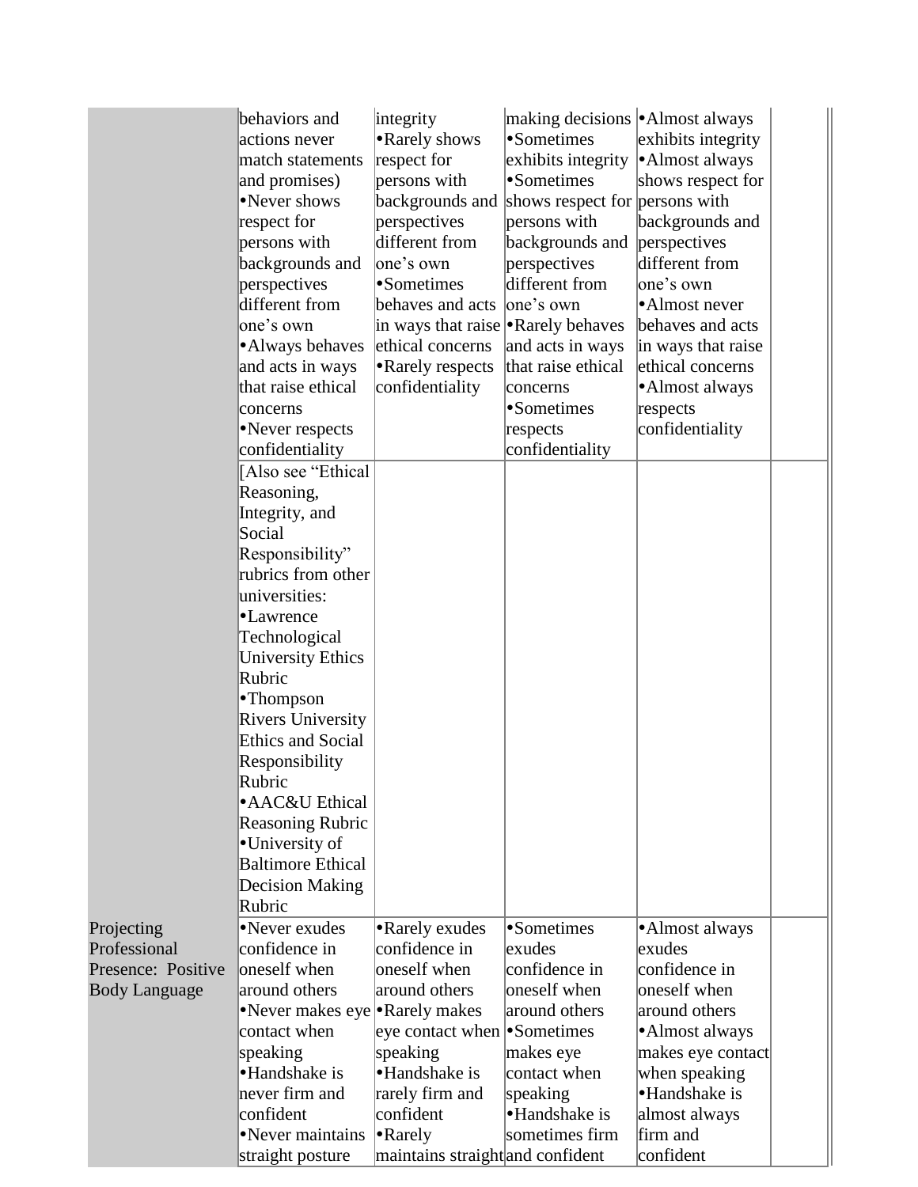| | | | | | |
|---|---|---|---|---|---|
| | behaviors and actions never match statements and promises)<br>•Never shows respect for persons with backgrounds and perspectives different from one's own<br>•Always behaves and acts in ways that raise ethical concerns<br>•Never respects confidentiality | integrity<br>•Rarely shows respect for persons with backgrounds and perspectives different from one's own<br>•Sometimes behaves and acts in ways that raise ethical concerns<br>•Rarely respects confidentiality | making decisions<br>•Sometimes exhibits integrity<br>•Sometimes shows respect for persons with backgrounds and perspectives different from one's own<br>•Rarely behaves and acts in ways that raise ethical concerns<br>•Sometimes respects confidentiality | •Almost always exhibits integrity<br>•Almost always shows respect for persons with backgrounds and perspectives different from one's own<br>•Almost never behaves and acts in ways that raise ethical concerns<br>•Almost always respects confidentiality | |
| | [Also see "Ethical Reasoning, Integrity, and Social Responsibility" rubrics from other universities:<br>•Lawrence Technological University Ethics Rubric<br>•Thompson Rivers University Ethics and Social Responsibility Rubric<br>•AAC&U Ethical Reasoning Rubric<br>•University of Baltimore Ethical Decision Making Rubric | | | | |
| Projecting Professional Presence: Positive Body Language | •Never exudes confidence in oneself when around others<br>•Never makes eye contact when speaking<br>•Handshake is never firm and confident<br>•Never maintains straight posture | •Rarely exudes confidence in oneself when around others<br>•Rarely makes eye contact when speaking<br>•Handshake is rarely firm and confident<br>•Rarely maintains straight | •Sometimes exudes confidence in oneself when around others<br>•Sometimes makes eye contact when speaking<br>•Handshake is sometimes firm and confident | •Almost always exudes confidence in oneself when around others<br>•Almost always makes eye contact when speaking<br>•Handshake is almost always firm and confident | |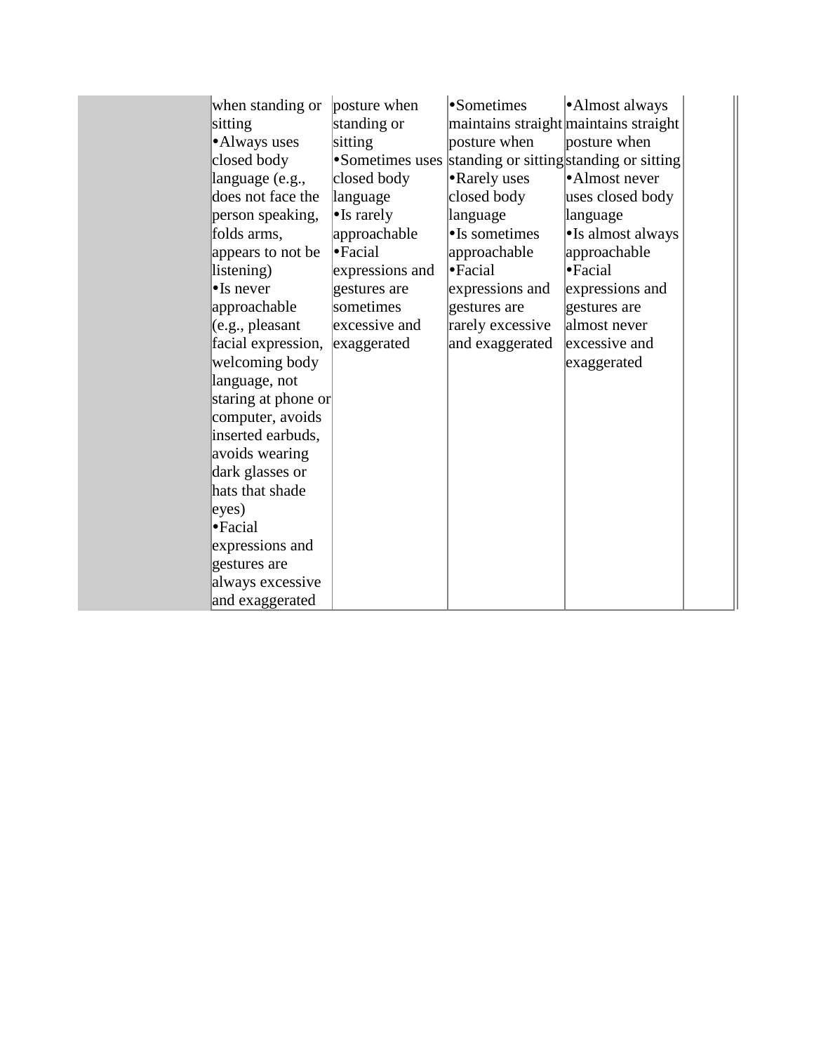| | | | | | |
|---|---|---|---|---|---|
| | when standing or sitting<br>•Always uses closed body language (e.g., does not face the person speaking, folds arms, appears to not be listening)<br>•Is never approachable (e.g., pleasant facial expression, welcoming body language, not staring at phone or computer, avoids inserted earbuds, avoids wearing dark glasses or hats that shade eyes)<br>•Facial expressions and gestures are always excessive and exaggerated | posture when standing or sitting<br>•Sometimes uses closed body language<br>•Is rarely approachable<br>•Facial expressions and gestures are sometimes excessive and exaggerated | •Sometimes maintains straight posture when standing or sitting<br>•Rarely uses closed body language<br>•Is sometimes approachable<br>•Facial expressions and gestures are rarely excessive and exaggerated | •Almost always maintains straight posture when standing or sitting<br>•Almost never uses closed body language<br>•Is almost always approachable<br>•Facial expressions and gestures are almost never excessive and exaggerated | |